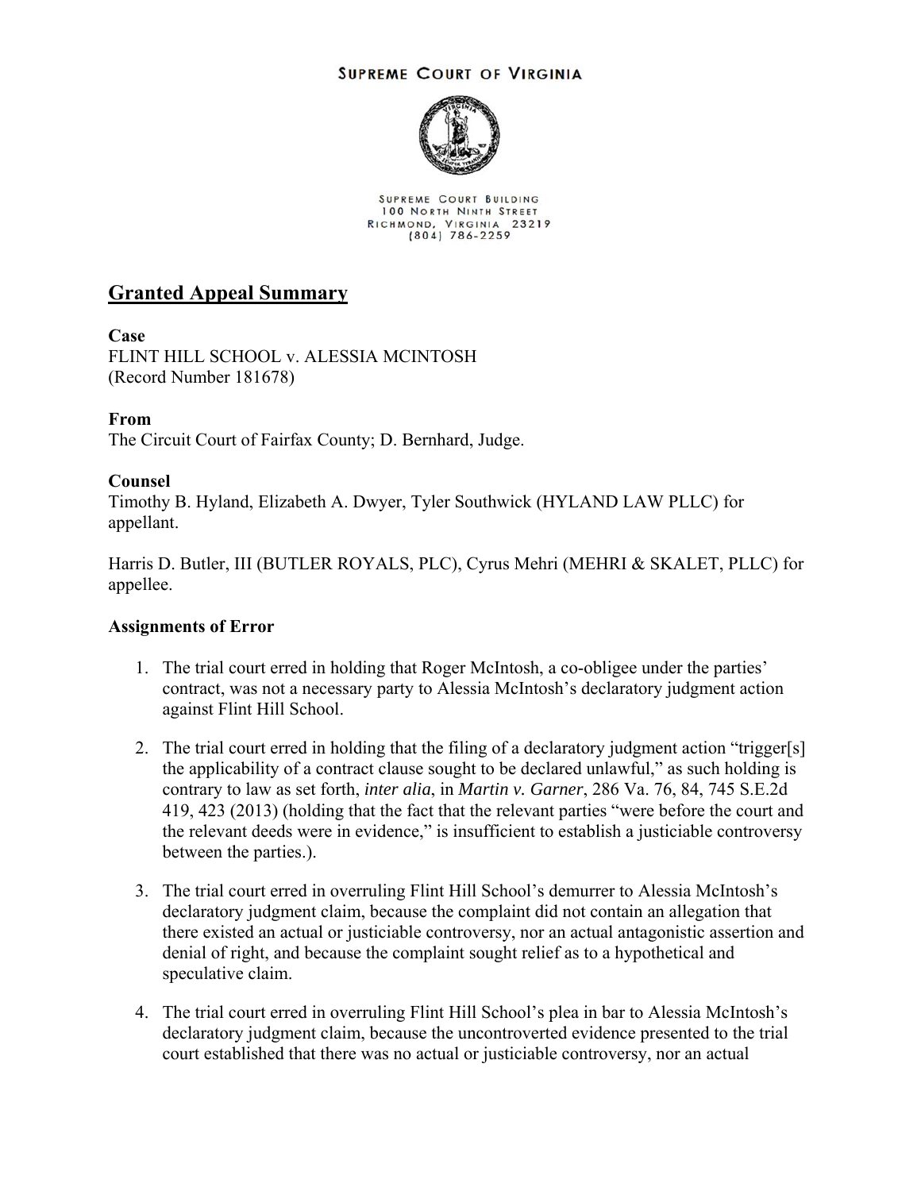**SUPREME COURT OF VIRGINIA**

SUPREME COURT BUILDING
100 NORTH NINTH STREET
RICHMOND, VIRGINIA 23219
(804) 786-2259

# Granted Appeal Summary

**Case**
FLINT HILL SCHOOL v. ALESSIA MCINTOSH
(Record Number 181678)

**From**
The Circuit Court of Fairfax County; D. Bernhard, Judge.

**Counsel**
Timothy B. Hyland, Elizabeth A. Dwyer, Tyler Southwick (HYLAND LAW PLLC) for appellant.

Harris D. Butler, III (BUTLER ROYALS, PLC), Cyrus Mehri (MEHRI & SKALET, PLLC) for appellee.

**Assignments of Error**

1. The trial court erred in holding that Roger McIntosh, a co-obligee under the parties' contract, was not a necessary party to Alessia McIntosh's declaratory judgment action against Flint Hill School.

2. The trial court erred in holding that the filing of a declaratory judgment action "trigger[s] the applicability of a contract clause sought to be declared unlawful," as such holding is contrary to law as set forth, *inter alia*, in *Martin v. Garner*, 286 Va. 76, 84, 745 S.E.2d 419, 423 (2013) (holding that the fact that the relevant parties "were before the court and the relevant deeds were in evidence," is insufficient to establish a justiciable controversy between the parties.).

3. The trial court erred in overruling Flint Hill School's demurrer to Alessia McIntosh's declaratory judgment claim, because the complaint did not contain an allegation that there existed an actual or justiciable controversy, nor an actual antagonistic assertion and denial of right, and because the complaint sought relief as to a hypothetical and speculative claim.

4. The trial court erred in overruling Flint Hill School's plea in bar to Alessia McIntosh's declaratory judgment claim, because the uncontroverted evidence presented to the trial court established that there was no actual or justiciable controversy, nor an actual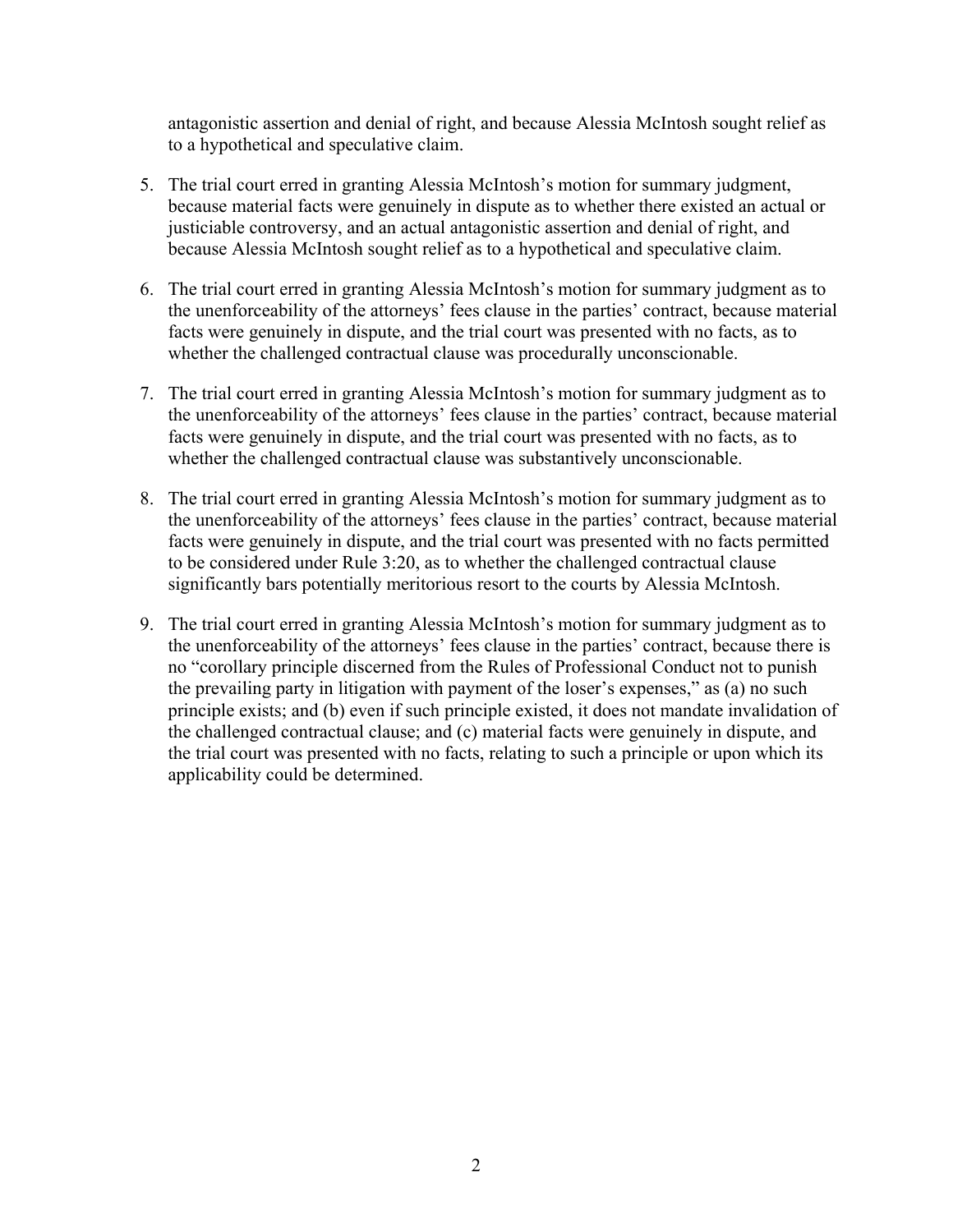antagonistic assertion and denial of right, and because Alessia McIntosh sought relief as to a hypothetical and speculative claim.

5. The trial court erred in granting Alessia McIntosh's motion for summary judgment, because material facts were genuinely in dispute as to whether there existed an actual or justiciable controversy, and an actual antagonistic assertion and denial of right, and because Alessia McIntosh sought relief as to a hypothetical and speculative claim.

6. The trial court erred in granting Alessia McIntosh's motion for summary judgment as to the unenforceability of the attorneys' fees clause in the parties' contract, because material facts were genuinely in dispute, and the trial court was presented with no facts, as to whether the challenged contractual clause was procedurally unconscionable.

7. The trial court erred in granting Alessia McIntosh's motion for summary judgment as to the unenforceability of the attorneys' fees clause in the parties' contract, because material facts were genuinely in dispute, and the trial court was presented with no facts, as to whether the challenged contractual clause was substantively unconscionable.

8. The trial court erred in granting Alessia McIntosh's motion for summary judgment as to the unenforceability of the attorneys' fees clause in the parties' contract, because material facts were genuinely in dispute, and the trial court was presented with no facts permitted to be considered under Rule 3:20, as to whether the challenged contractual clause significantly bars potentially meritorious resort to the courts by Alessia McIntosh.

9. The trial court erred in granting Alessia McIntosh's motion for summary judgment as to the unenforceability of the attorneys' fees clause in the parties' contract, because there is no "corollary principle discerned from the Rules of Professional Conduct not to punish the prevailing party in litigation with payment of the loser's expenses," as (a) no such principle exists; and (b) even if such principle existed, it does not mandate invalidation of the challenged contractual clause; and (c) material facts were genuinely in dispute, and the trial court was presented with no facts, relating to such a principle or upon which its applicability could be determined.